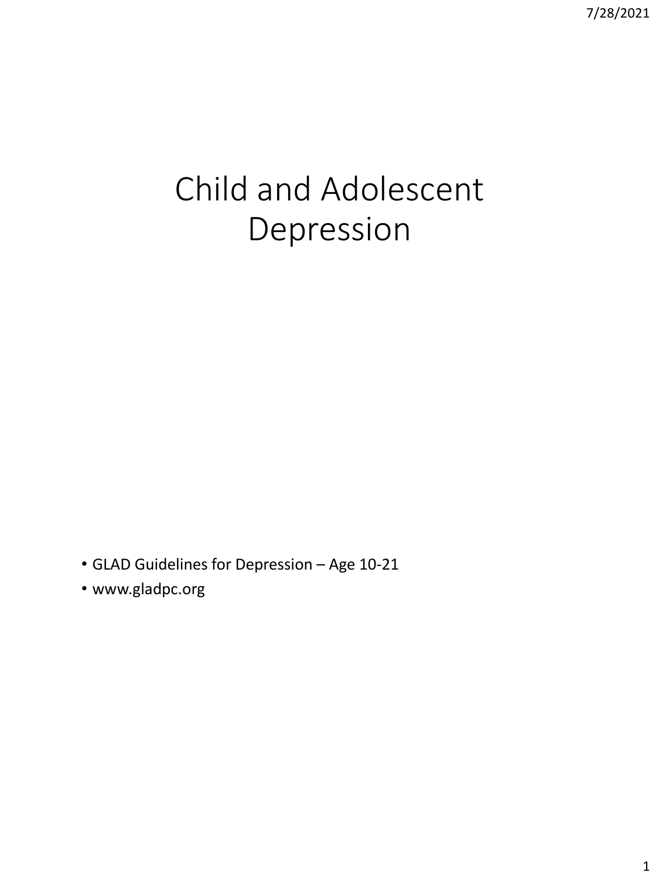# Child and Adolescent Depression

- GLAD Guidelines for Depression – Age 10-21
- www.gladpc.org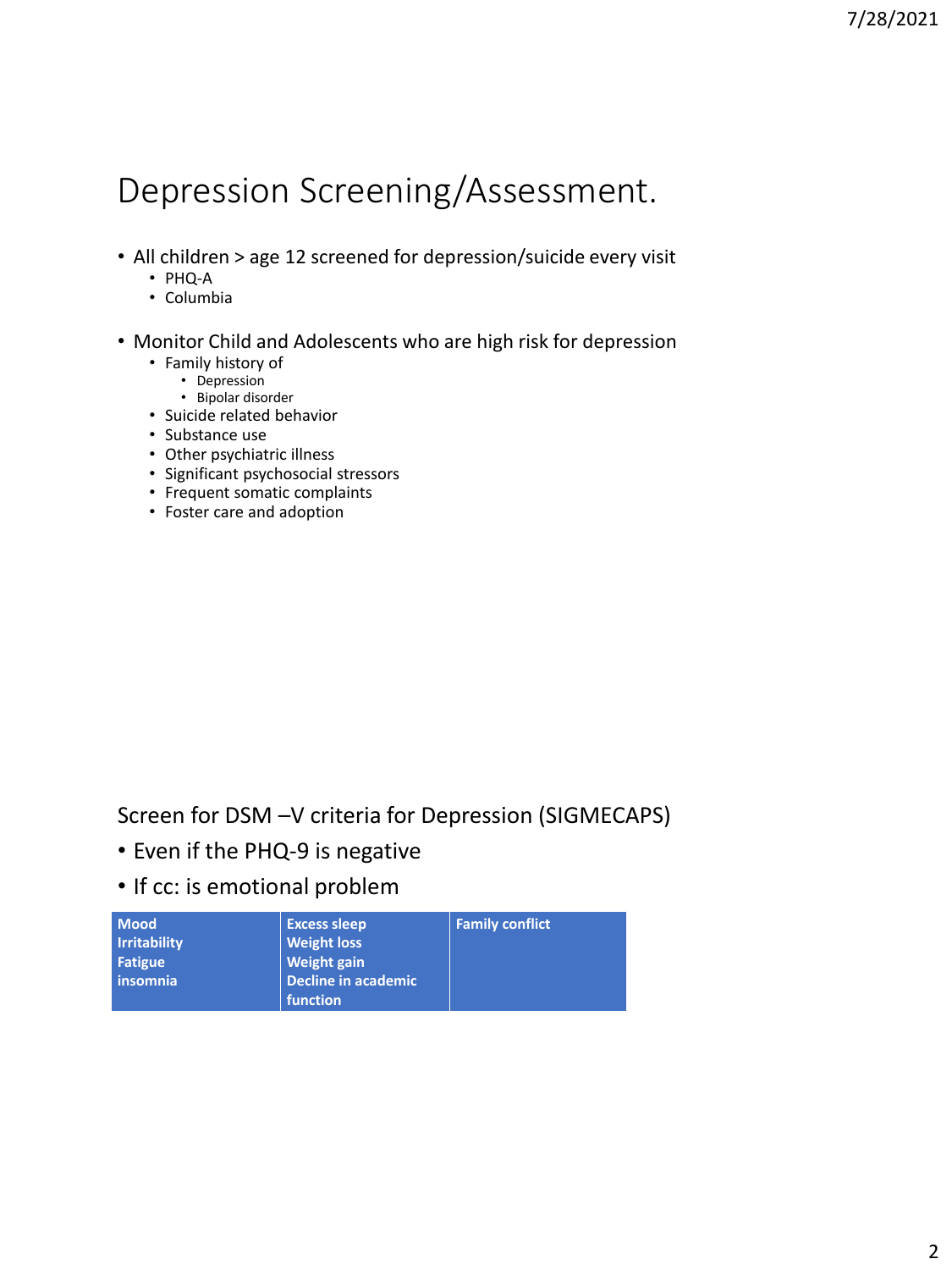# Depression Screening/Assessment.

- All children > age 12 screened for depression/suicide every visit
  - PHQ-A
  - Columbia
- Monitor Child and Adolescents who are high risk for depression
  - Family history of
    - Depression
    - Bipolar disorder
  - Suicide related behavior
  - Substance use
  - Other psychiatric illness
  - Significant psychosocial stressors
  - Frequent somatic complaints
  - Foster care and adoption

## Screen for DSM –V criteria for Depression (SIGMECAPS)

- Even if the PHQ-9 is negative
- If cc: is emotional problem

| | | |
|---|---|---|
| **Mood**<br>**Irritability**<br>**Fatigue**<br>**insomnia** | **Excess sleep**<br>**Weight loss**<br>**Weight gain**<br>**Decline in academic function** | **Family conflict** |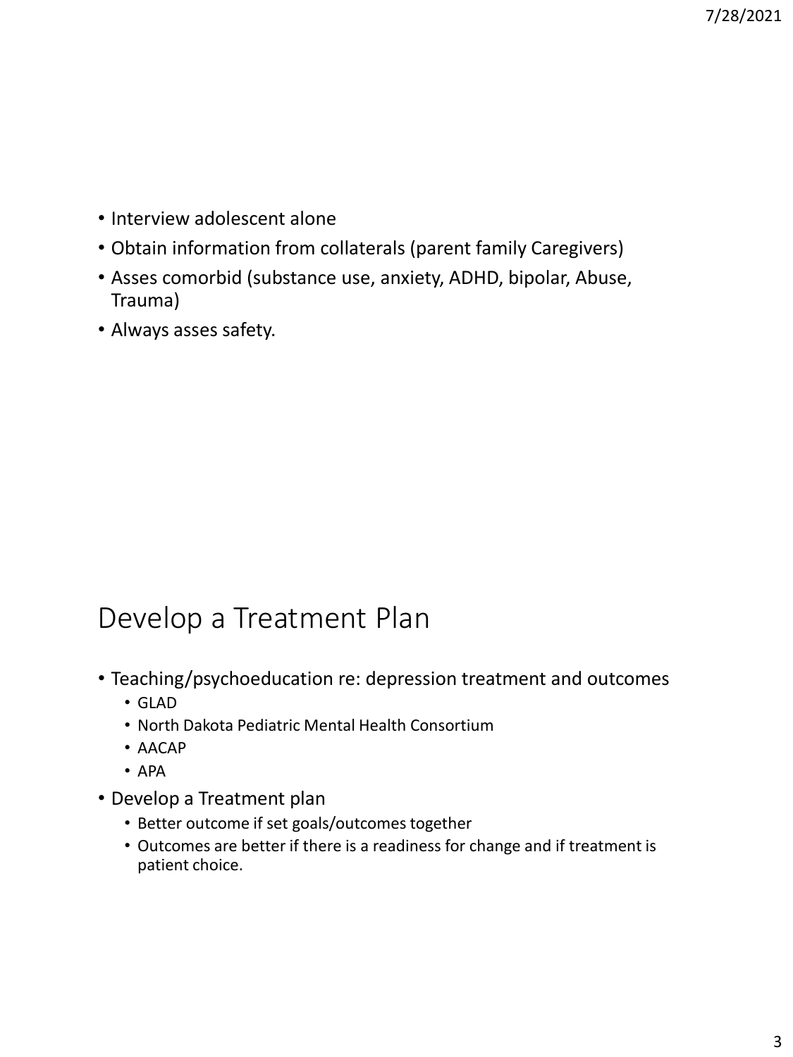- Interview adolescent alone
- Obtain information from collaterals (parent family Caregivers)
- Asses comorbid (substance use, anxiety, ADHD, bipolar, Abuse, Trauma)
- Always asses safety.

## Develop a Treatment Plan

- Teaching/psychoeducation re: depression treatment and outcomes
  - GLAD
  - North Dakota Pediatric Mental Health Consortium
  - AACAP
  - APA
- Develop a Treatment plan
  - Better outcome if set goals/outcomes together
  - Outcomes are better if there is a readiness for change and if treatment is patient choice.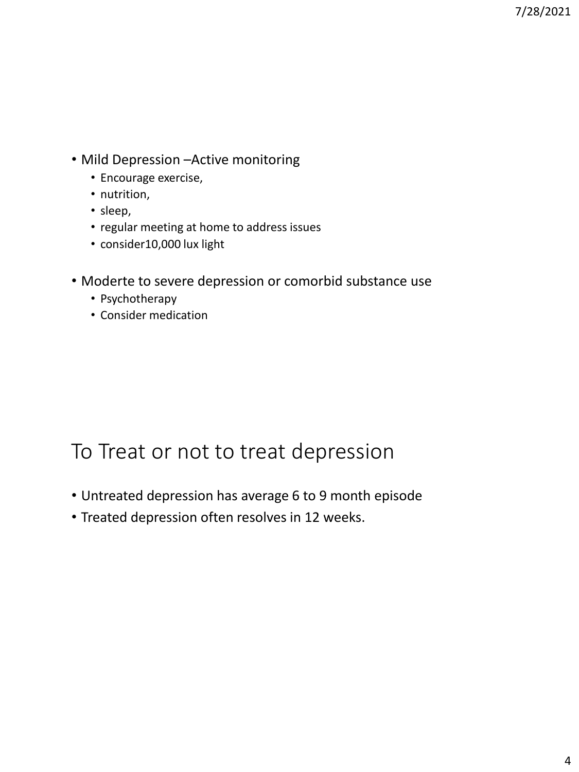- Mild Depression –Active monitoring
  - Encourage exercise,
  - nutrition,
  - sleep,
  - regular meeting at home to address issues
  - consider10,000 lux light

- Moderte to severe depression or comorbid substance use
  - Psychotherapy
  - Consider medication

# To Treat or not to treat depression

- Untreated depression has average 6 to 9 month episode
- Treated depression often resolves in 12 weeks.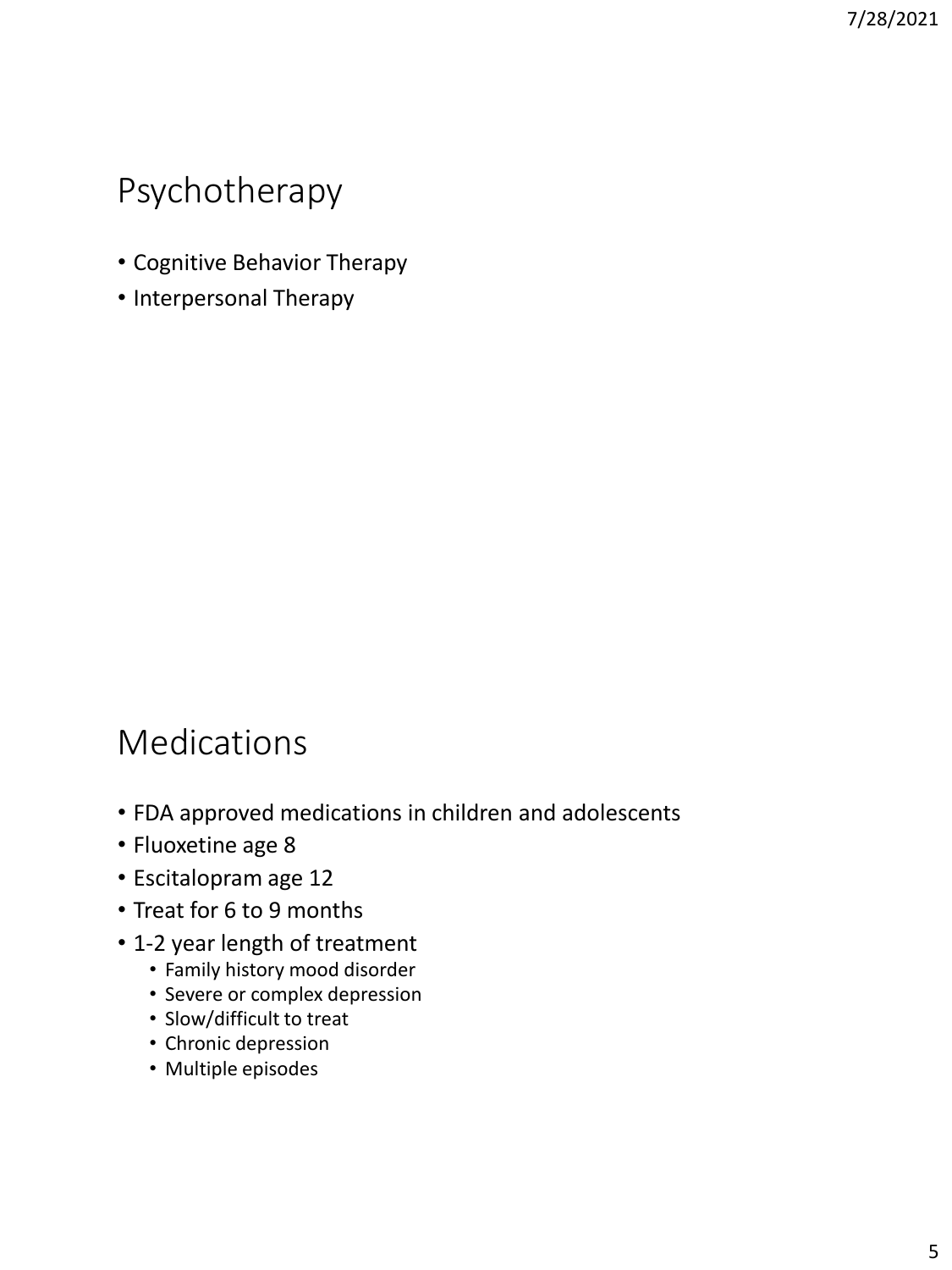## Psychotherapy

- Cognitive Behavior Therapy
- Interpersonal Therapy

## Medications

- FDA approved medications in children and adolescents
- Fluoxetine age 8
- Escitalopram age 12
- Treat for 6 to 9 months
- 1-2 year length of treatment
  - Family history mood disorder
  - Severe or complex depression
  - Slow/difficult to treat
  - Chronic depression
  - Multiple episodes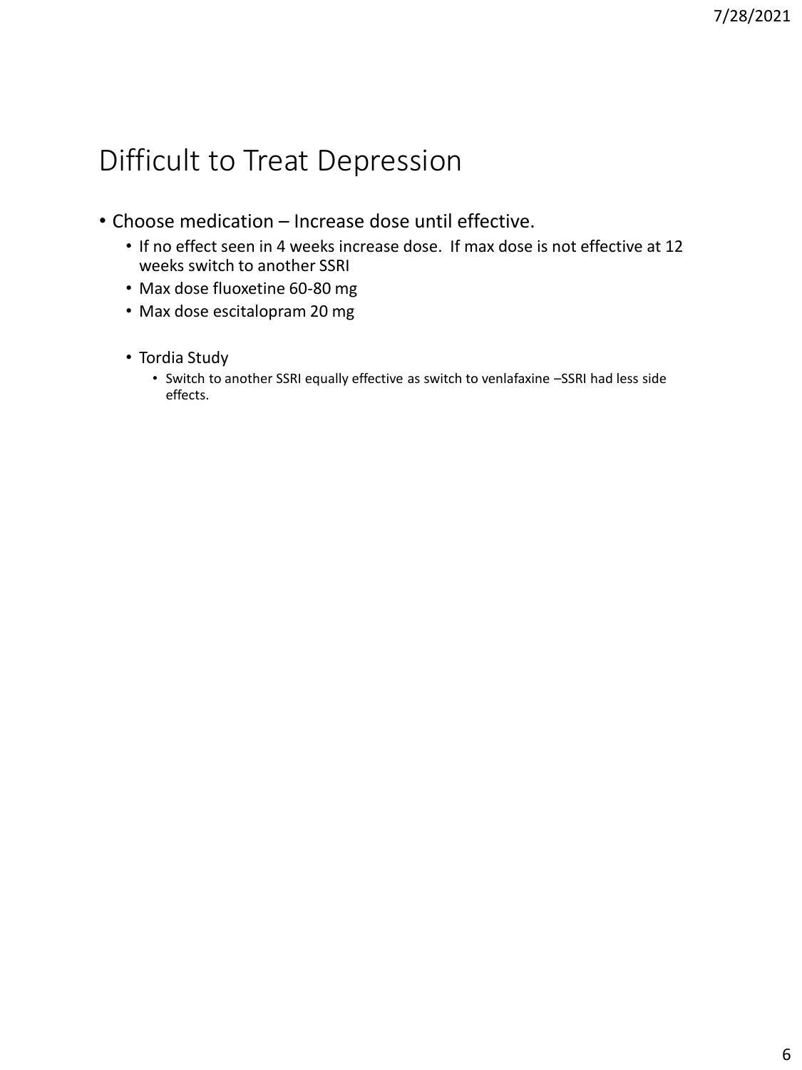# Difficult to Treat Depression

- Choose medication – Increase dose until effective.
  - If no effect seen in 4 weeks increase dose. If max dose is not effective at 12 weeks switch to another SSRI
  - Max dose fluoxetine 60-80 mg
  - Max dose escitalopram 20 mg
  - Tordia Study
    - Switch to another SSRI equally effective as switch to venlafaxine –SSRI had less side effects.